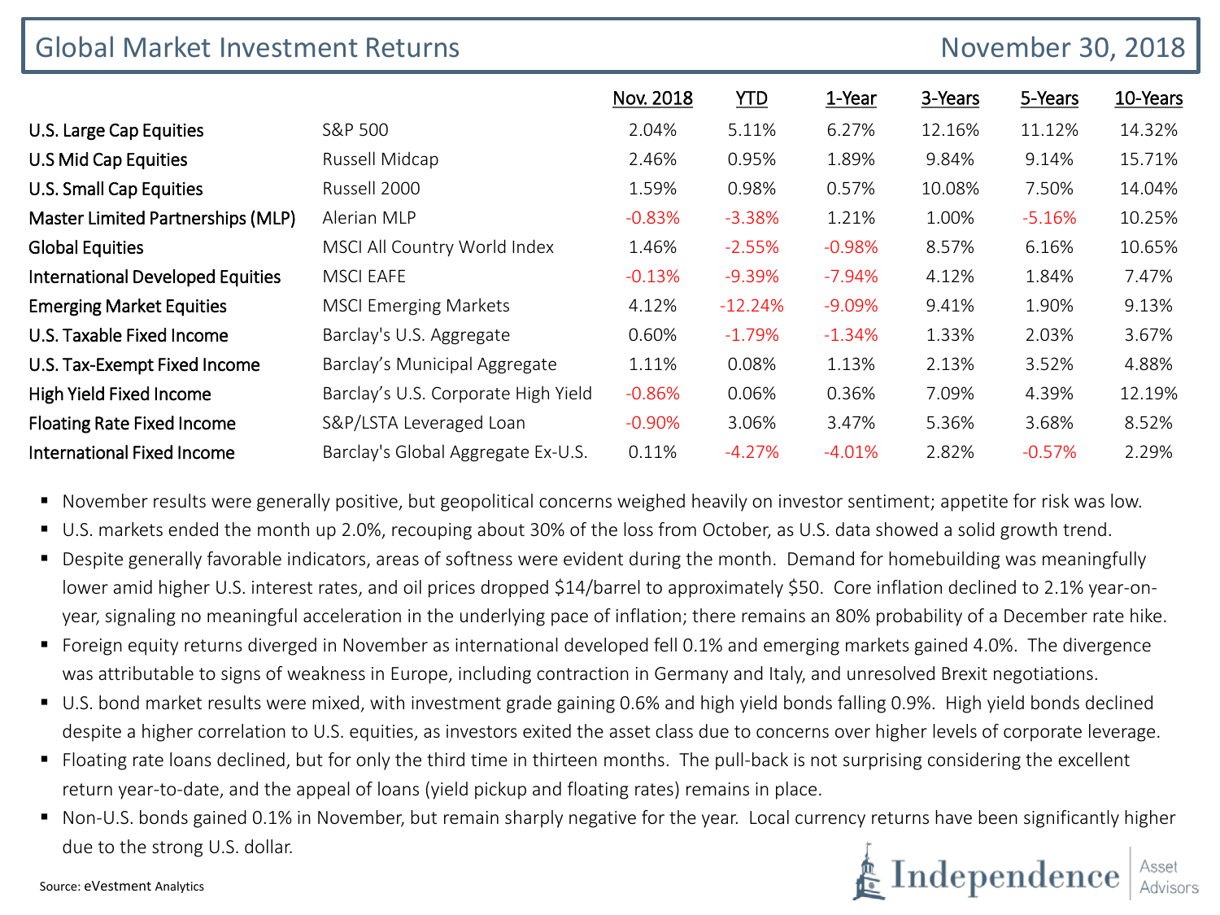# Global Market Investment Returns

November 30, 2018

| | | Nov. 2018 | YTD | 1-Year | 3-Years | 5-Years | 10-Years |
|---|---|---|---|---|---|---|---|
| U.S. Large Cap Equities | S&P 500 | 2.04% | 5.11% | 6.27% | 12.16% | 11.12% | 14.32% |
| U.S Mid Cap Equities | Russell Midcap | 2.46% | 0.95% | 1.89% | 9.84% | 9.14% | 15.71% |
| U.S. Small Cap Equities | Russell 2000 | 1.59% | 0.98% | 0.57% | 10.08% | 7.50% | 14.04% |
| Master Limited Partnerships (MLP) | Alerian MLP | -0.83% | -3.38% | 1.21% | 1.00% | -5.16% | 10.25% |
| Global Equities | MSCI All Country World Index | 1.46% | -2.55% | -0.98% | 8.57% | 6.16% | 10.65% |
| International Developed Equities | MSCI EAFE | -0.13% | -9.39% | -7.94% | 4.12% | 1.84% | 7.47% |
| Emerging Market Equities | MSCI Emerging Markets | 4.12% | -12.24% | -9.09% | 9.41% | 1.90% | 9.13% |
| U.S. Taxable Fixed Income | Barclay's U.S. Aggregate | 0.60% | -1.79% | -1.34% | 1.33% | 2.03% | 3.67% |
| U.S. Tax-Exempt Fixed Income | Barclay's Municipal Aggregate | 1.11% | 0.08% | 1.13% | 2.13% | 3.52% | 4.88% |
| High Yield Fixed Income | Barclay's U.S. Corporate High Yield | -0.86% | 0.06% | 0.36% | 7.09% | 4.39% | 12.19% |
| Floating Rate Fixed Income | S&P/LSTA Leveraged Loan | -0.90% | 3.06% | 3.47% | 5.36% | 3.68% | 8.52% |
| International Fixed Income | Barclay's Global Aggregate Ex-U.S. | 0.11% | -4.27% | -4.01% | 2.82% | -0.57% | 2.29% |

- November results were generally positive, but geopolitical concerns weighed heavily on investor sentiment; appetite for risk was low.
- U.S. markets ended the month up 2.0%, recouping about 30% of the loss from October, as U.S. data showed a solid growth trend.
- Despite generally favorable indicators, areas of softness were evident during the month. Demand for homebuilding was meaningfully lower amid higher U.S. interest rates, and oil prices dropped $14/barrel to approximately $50. Core inflation declined to 2.1% year-on-year, signaling no meaningful acceleration in the underlying pace of inflation; there remains an 80% probability of a December rate hike.
- Foreign equity returns diverged in November as international developed fell 0.1% and emerging markets gained 4.0%. The divergence was attributable to signs of weakness in Europe, including contraction in Germany and Italy, and unresolved Brexit negotiations.
- U.S. bond market results were mixed, with investment grade gaining 0.6% and high yield bonds falling 0.9%. High yield bonds declined despite a higher correlation to U.S. equities, as investors exited the asset class due to concerns over higher levels of corporate leverage.
- Floating rate loans declined, but for only the third time in thirteen months. The pull-back is not surprising considering the excellent return year-to-date, and the appeal of loans (yield pickup and floating rates) remains in place.
- Non-U.S. bonds gained 0.1% in November, but remain sharply negative for the year. Local currency returns have been significantly higher due to the strong U.S. dollar.

Source: eVestment Analytics

Independence Asset Advisors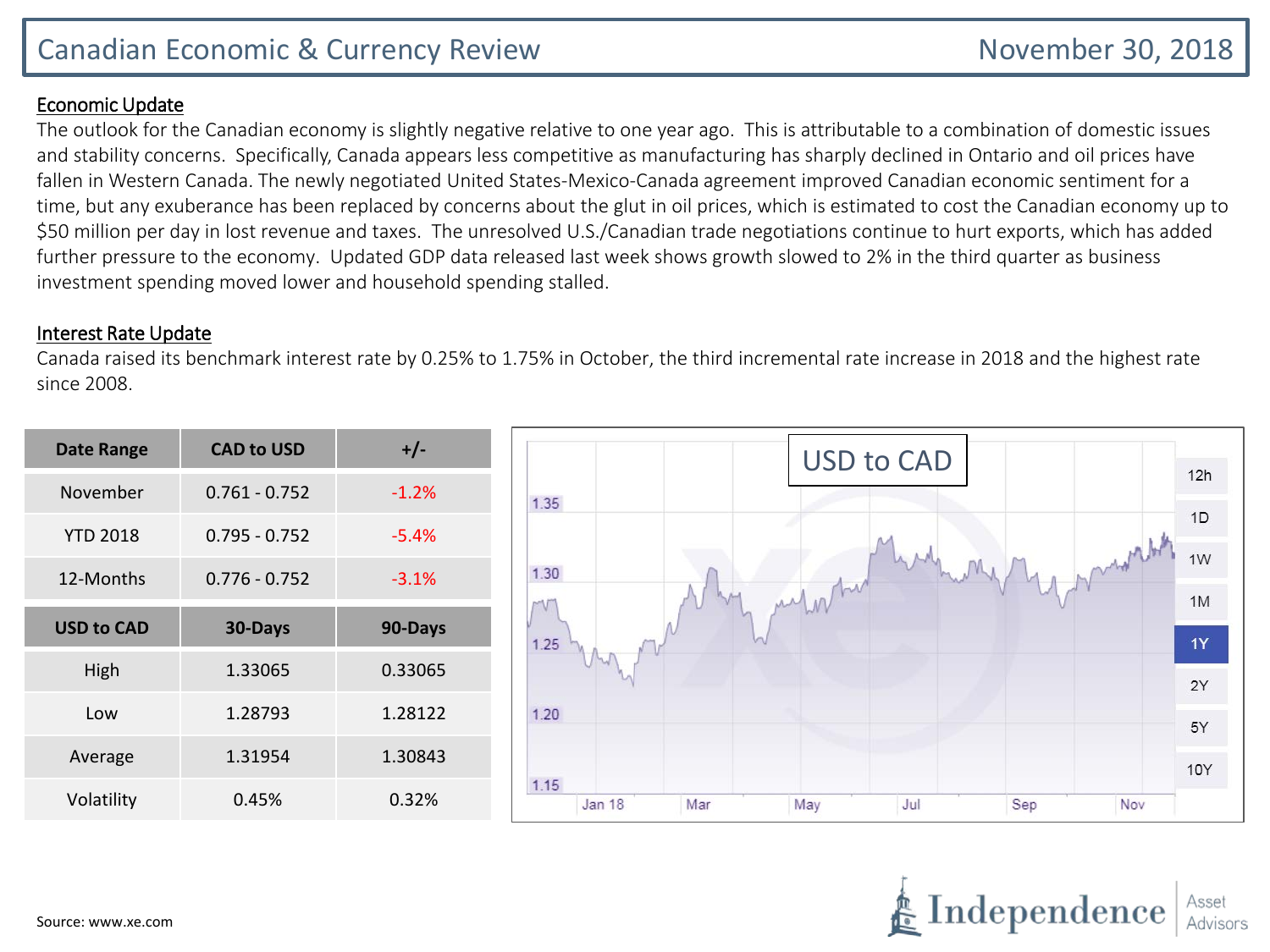# Canadian Economic & Currency Review

November 30, 2018

## Economic Update

The outlook for the Canadian economy is slightly negative relative to one year ago. This is attributable to a combination of domestic issues and stability concerns. Specifically, Canada appears less competitive as manufacturing has sharply declined in Ontario and oil prices have fallen in Western Canada. The newly negotiated United States-Mexico-Canada agreement improved Canadian economic sentiment for a time, but any exuberance has been replaced by concerns about the glut in oil prices, which is estimated to cost the Canadian economy up to $50 million per day in lost revenue and taxes. The unresolved U.S./Canadian trade negotiations continue to hurt exports, which has added further pressure to the economy. Updated GDP data released last week shows growth slowed to 2% in the third quarter as business investment spending moved lower and household spending stalled.

## Interest Rate Update

Canada raised its benchmark interest rate by 0.25% to 1.75% in October, the third incremental rate increase in 2018 and the highest rate since 2008.

| Date Range | CAD to USD | +/- |
|---|---|---|
| November | 0.761 - 0.752 | -1.2% |
| YTD 2018 | 0.795 - 0.752 | -5.4% |
| 12-Months | 0.776 - 0.752 | -3.1% |
| **USD to CAD** | **30-Days** | **90-Days** |
| High | 1.33065 | 0.33065 |
| Low | 1.28793 | 1.28122 |
| Average | 1.31954 | 1.30843 |
| Volatility | 0.45% | 0.32% |

USD to CAD

1.35
1.30
1.25
1.20
1.15

Jan 18 Mar May Jul Sep Nov

12h 1D 1W 1M 1Y 2Y 5Y 10Y

Source: www.xe.com

Independence Asset Advisors